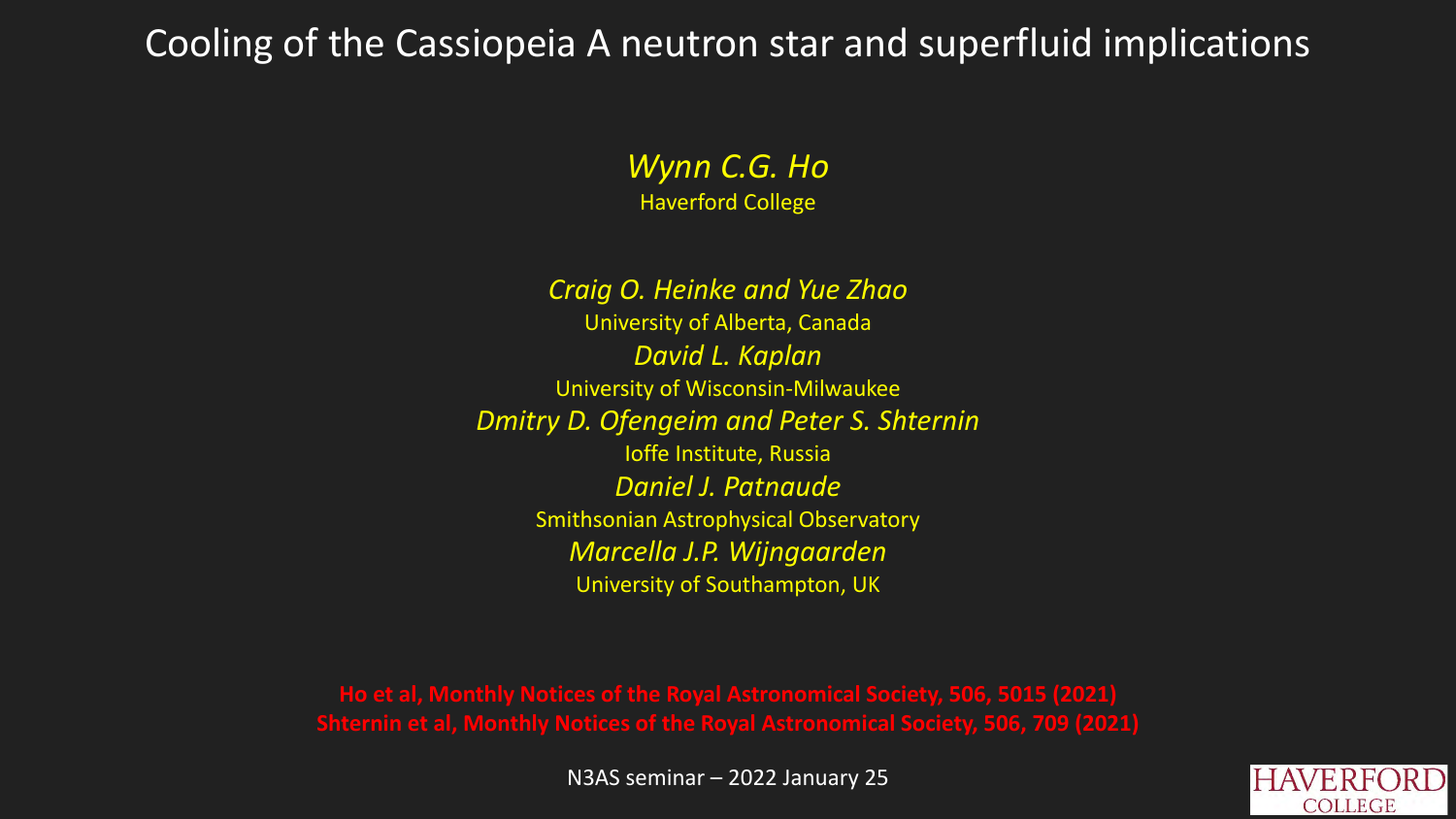# Cooling of the Cassiopeia A neutron star and superfluid implications

*Wynn C.G. Ho*
Haverford College

*Craig O. Heinke and Yue Zhao*
University of Alberta, Canada

*David L. Kaplan*
University of Wisconsin-Milwaukee

*Dmitry D. Ofengeim and Peter S. Shternin*
Ioffe Institute, Russia

*Daniel J. Patnaude*
Smithsonian Astrophysical Observatory

*Marcella J.P. Wijngaarden*
University of Southampton, UK

**Ho et al, Monthly Notices of the Royal Astronomical Society, 506, 5015 (2021)**
**Shternin et al, Monthly Notices of the Royal Astronomical Society, 506, 709 (2021)**

N3AS seminar – 2022 January 25

HAVERFORD COLLEGE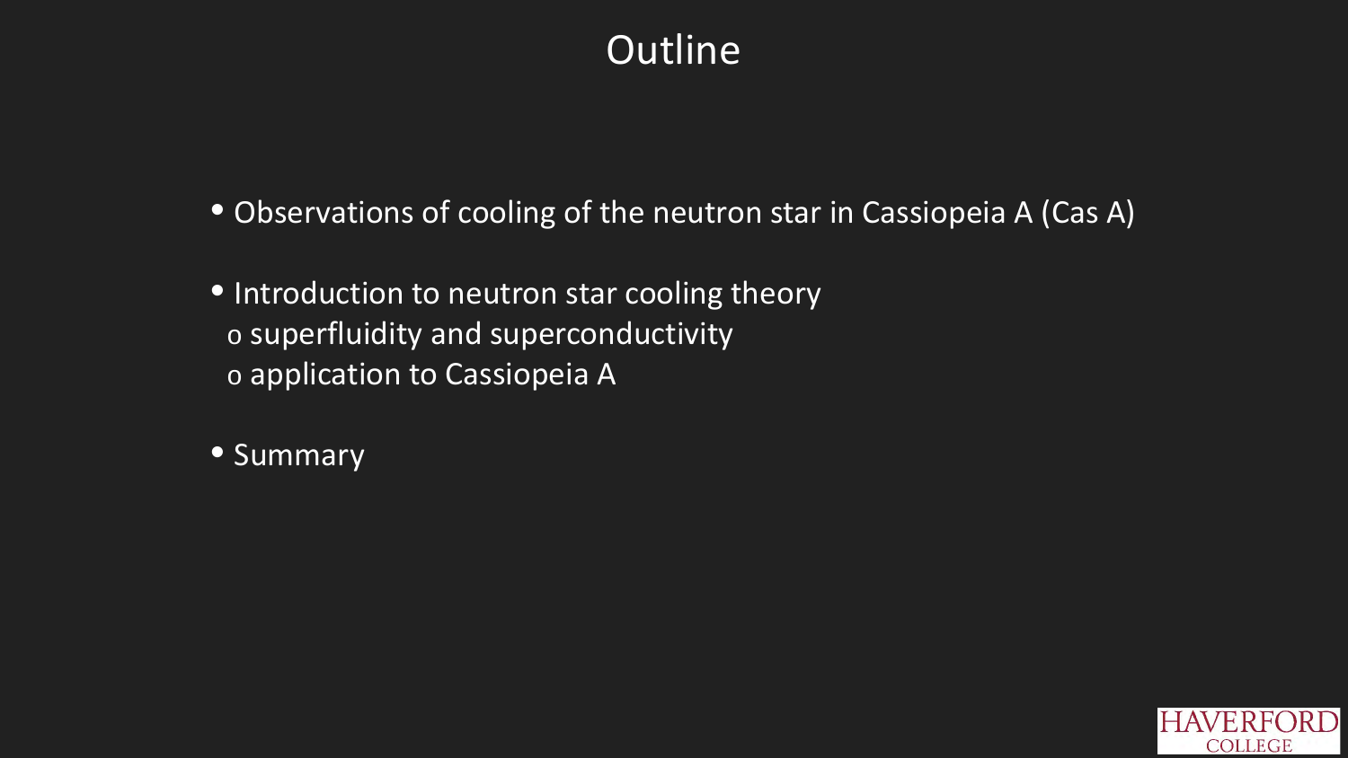# Outline

- Observations of cooling of the neutron star in Cassiopeia A (Cas A)
- Introduction to neutron star cooling theory
  - superfluidity and superconductivity
  - application to Cassiopeia A
- Summary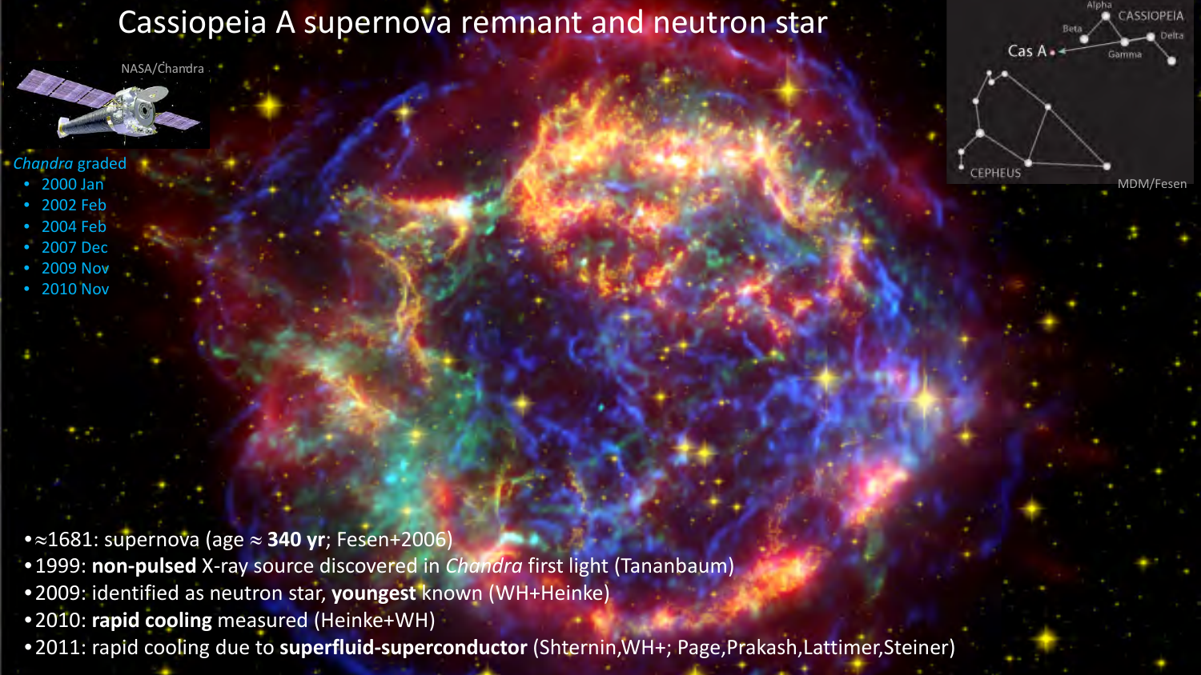# Cassiopeia A supernova remnant and neutron star

NASA/Chandra

*Chandra* graded

- 2000 Jan
- 2002 Feb
- 2004 Feb
- 2007 Dec
- 2009 Nov
- 2010 Nov

Alpha, CASSIOPEIA, Beta, Delta, Gamma, Cas A, CEPHEUS

MDM/Fesen

- ≈1681: supernova (age ≈ **340 yr**; Fesen+2006)
- 1999: **non-pulsed** X-ray source discovered in *Chandra* first light (Tananbaum)
- 2009: identified as neutron star, **youngest** known (WH+Heinke)
- 2010: **rapid cooling** measured (Heinke+WH)
- 2011: rapid cooling due to **superfluid-superconductor** (Shternin,WH+; Page,Prakash,Lattimer,Steiner)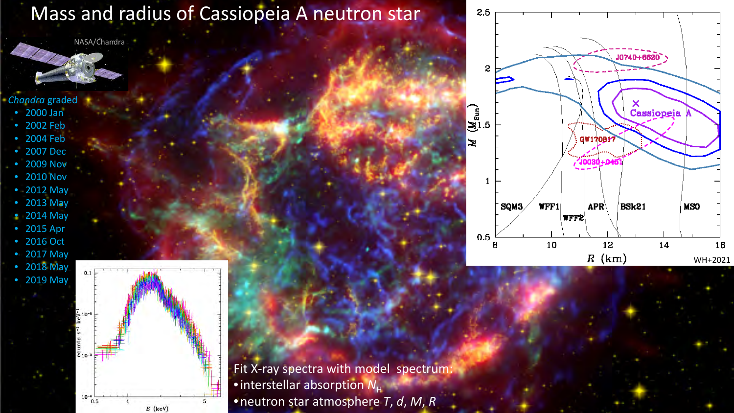# Mass and radius of Cassiopeia A neutron star

NASA/Chandra

*Chandra* graded

- 2000 Jan
- 2002 Feb
- 2004 Feb
- 2007 Dec
- 2009 Nov
- 2010 Nov
- 2012 May
- 2013 May
- 2014 May
- 2015 Apr
- 2016 Oct
- 2017 May
- 2018 May
- 2019 May

Fit X-ray spectra with model spectrum:

- interstellar absorption $N_H$
- neutron star atmosphere $T$, $d$, $M$, $R$

WH+2021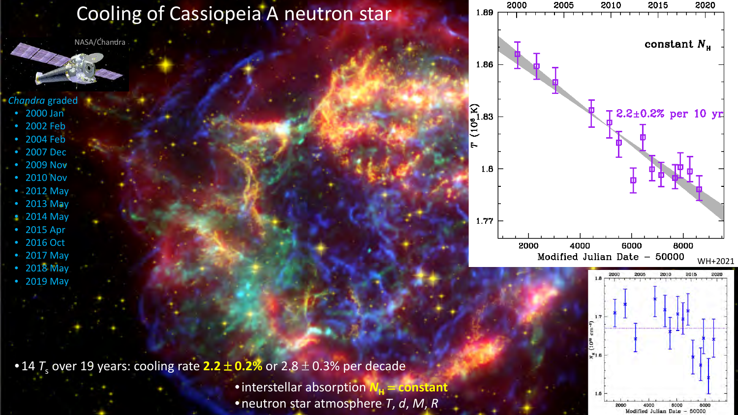# Cooling of Cassiopeia A neutron star

NASA/Chandra

*Chandra* graded

- 2000 Jan
- 2002 Feb
- 2004 Feb
- 2007 Dec
- 2009 Nov
- 2010 Nov
- 2012 May
- 2013 May
- 2014 May
- 2015 Apr
- 2016 Oct
- 2017 May
- 2018 May
- 2019 May

constant $N_H$

2.2±0.2% per 10 yr

WH+2021

- 14 $T_s$ over 19 years: cooling rate **2.2 ± 0.2%** or 2.8 ± 0.3% per decade
- interstellar absorption **$N_H$ = constant**
- neutron star atmosphere $T$, $d$, $M$, $R$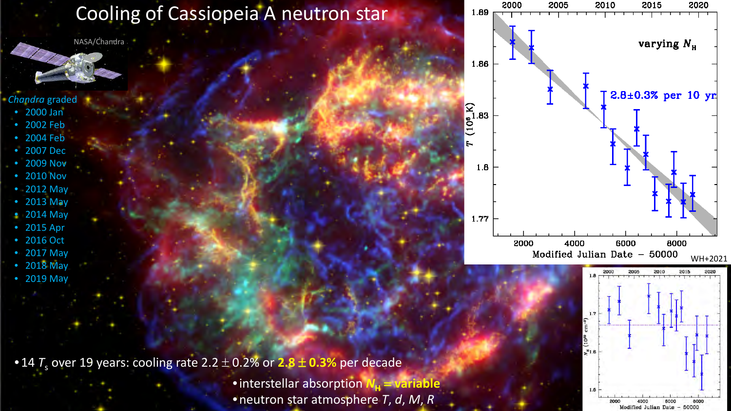# Cooling of Cassiopeia A neutron star

NASA/Chandra

*Chandra* graded

- 2000 Jan
- 2002 Feb
- 2004 Feb
- 2007 Dec
- 2009 Nov
- 2010 Nov
- 2012 May
- 2013 May
- 2014 May
- 2015 Apr
- 2016 Oct
- 2017 May
- 2018 May
- 2019 May

varying $N_H$

2.8±0.3% per 10 yr

WH+2021

- 14 $T_s$ over 19 years: cooling rate 2.2 ± 0.2% or **2.8 ± 0.3%** per decade
  - interstellar absorption **$N_H$ = variable**
  - neutron star atmosphere *T*, *d*, *M*, *R*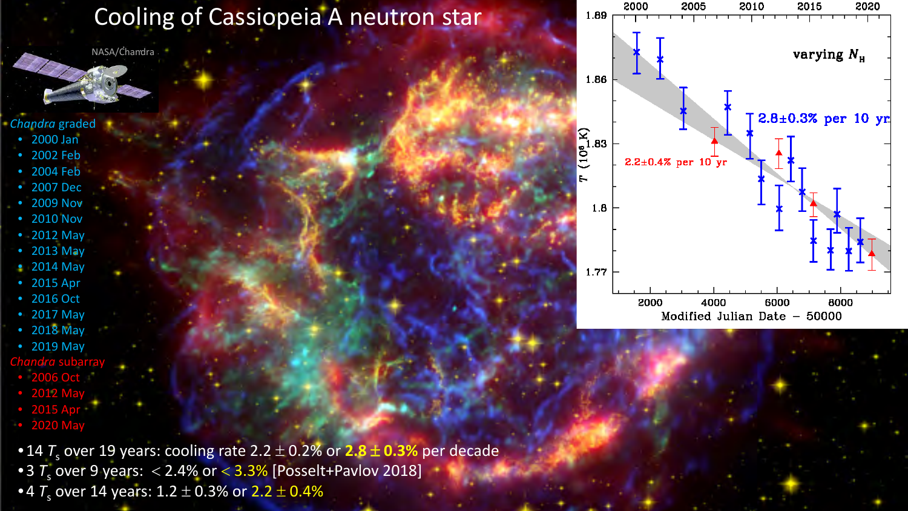# Cooling of Cassiopeia A neutron star

NASA/Chandra

*Chandra* graded

- 2000 Jan
- 2002 Feb
- 2004 Feb
- 2007 Dec
- 2009 Nov
- 2010 Nov
- 2012 May
- 2013 May
- 2014 May
- 2015 Apr
- 2016 Oct
- 2017 May
- 2018 May
- 2019 May

*Chandra* subarray

- 2006 Oct
- 2012 May
- 2015 Apr
- 2020 May

varying $N_H$

2.8±0.3% per 10 yr

2.2±0.4% per 10 yr

- 14 $T_s$ over 19 years: cooling rate $2.2 \pm 0.2\%$ or **$2.8 \pm 0.3\%$** per decade
- 3 $T_s$ over 9 years: $< 2.4\%$ or $< 3.3\%$ [Posselt+Pavlov 2018]
- 4 $T_s$ over 14 years: $1.2 \pm 0.3\%$ or $2.2 \pm 0.4\%$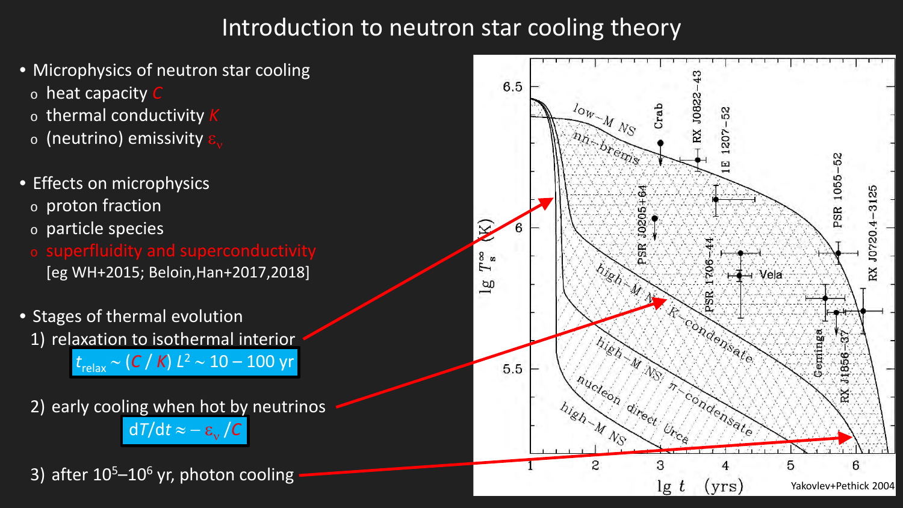# Introduction to neutron star cooling theory

- Microphysics of neutron star cooling
  - heat capacity $C$
  - thermal conductivity $K$
  - (neutrino) emissivity $\varepsilon_\nu$
- Effects on microphysics
  - proton fraction
  - particle species
  - superfluidity and superconductivity [eg WH+2015; Beloin,Han+2017,2018]
- Stages of thermal evolution
  1) relaxation to isothermal interior

     $t_{\mathrm{relax}} \sim (C / K)\, L^2 \sim 10 - 100$ yr

  2) early cooling when hot by neutrinos

     $dT/dt \approx -\varepsilon_\nu / C$

  3) after $10^5$–$10^6$ yr, photon cooling

Yakovlev+Pethick 2004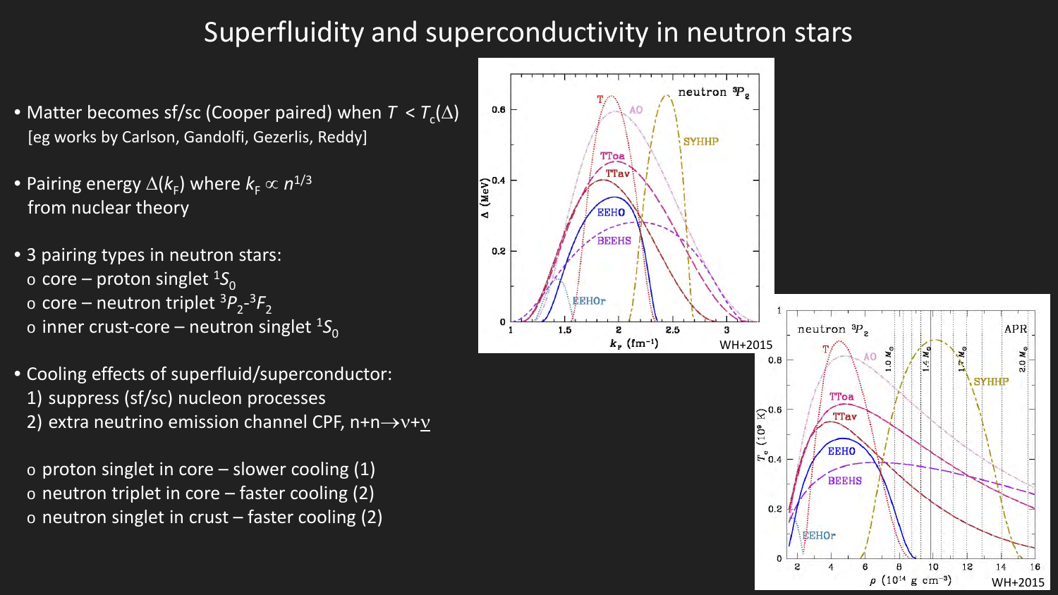# Superfluidity and superconductivity in neutron stars

- Matter becomes sf/sc (Cooper paired) when $T < T_c(\Delta)$
  [eg works by Carlson, Gandolfi, Gezerlis, Reddy]

- Pairing energy $\Delta(k_F)$ where $k_F \propto n^{1/3}$ from nuclear theory

- 3 pairing types in neutron stars:
  - core – proton singlet $^1S_0$
  - core – neutron triplet $^3P_2$-$^3F_2$
  - inner crust-core – neutron singlet $^1S_0$

- Cooling effects of superfluid/superconductor:
  1) suppress (sf/sc) nucleon processes
  2) extra neutrino emission channel CPF, $n+n \rightarrow \nu+\bar{\nu}$

  - proton singlet in core – slower cooling (1)
  - neutron triplet in core – faster cooling (2)
  - neutron singlet in crust – faster cooling (2)

WH+2015

WH+2015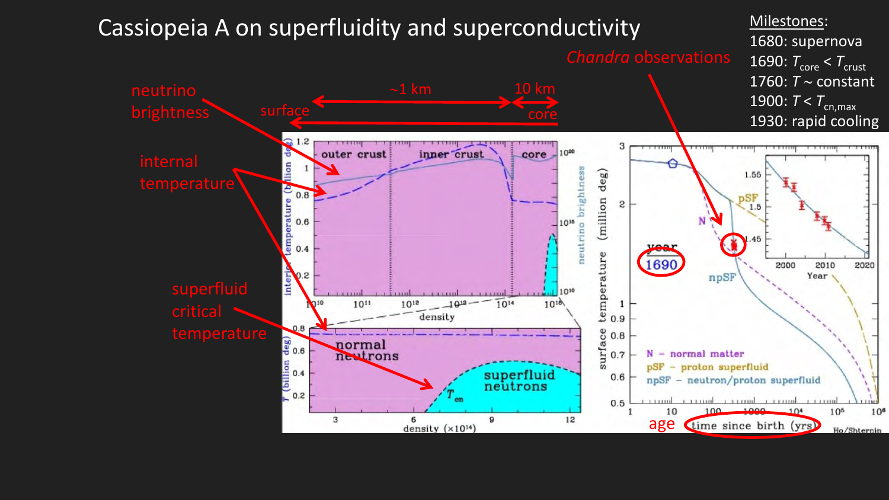# Cassiopeia A on superfluidity and superconductivity

*Chandra* observations

Milestones:

- 1680: supernova
- 1690: $T_{core} < T_{crust}$
- 1760: $T \sim$ constant
- 1900: $T < T_{cn,max}$
- 1930: rapid cooling

neutrino brightness

internal temperature

superfluid critical temperature

surface

~1 km

10 km

core

age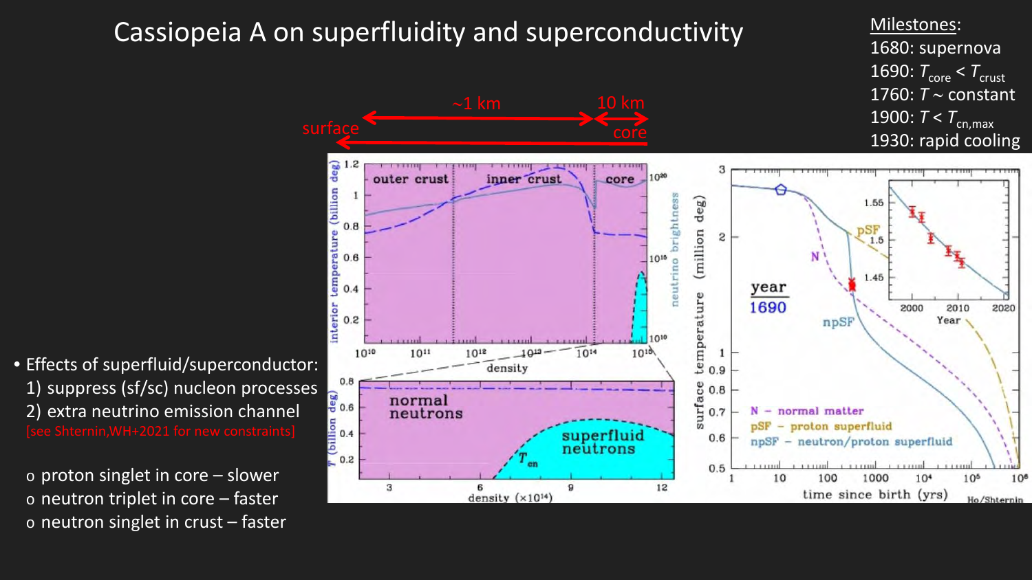# Cassiopeia A on superfluidity and superconductivity

Milestones:

1680: supernova

1690: $T_{core} < T_{crust}$

1760: $T \sim$ constant

1900: $T < T_{cn,max}$

1930: rapid cooling

- Effects of superfluid/superconductor:
  1) suppress (sf/sc) nucleon processes
  2) extra neutrino emission channel
  [see Shternin,WH+2021 for new constraints]

  - proton singlet in core – slower
  - neutron triplet in core – faster
  - neutron singlet in crust – faster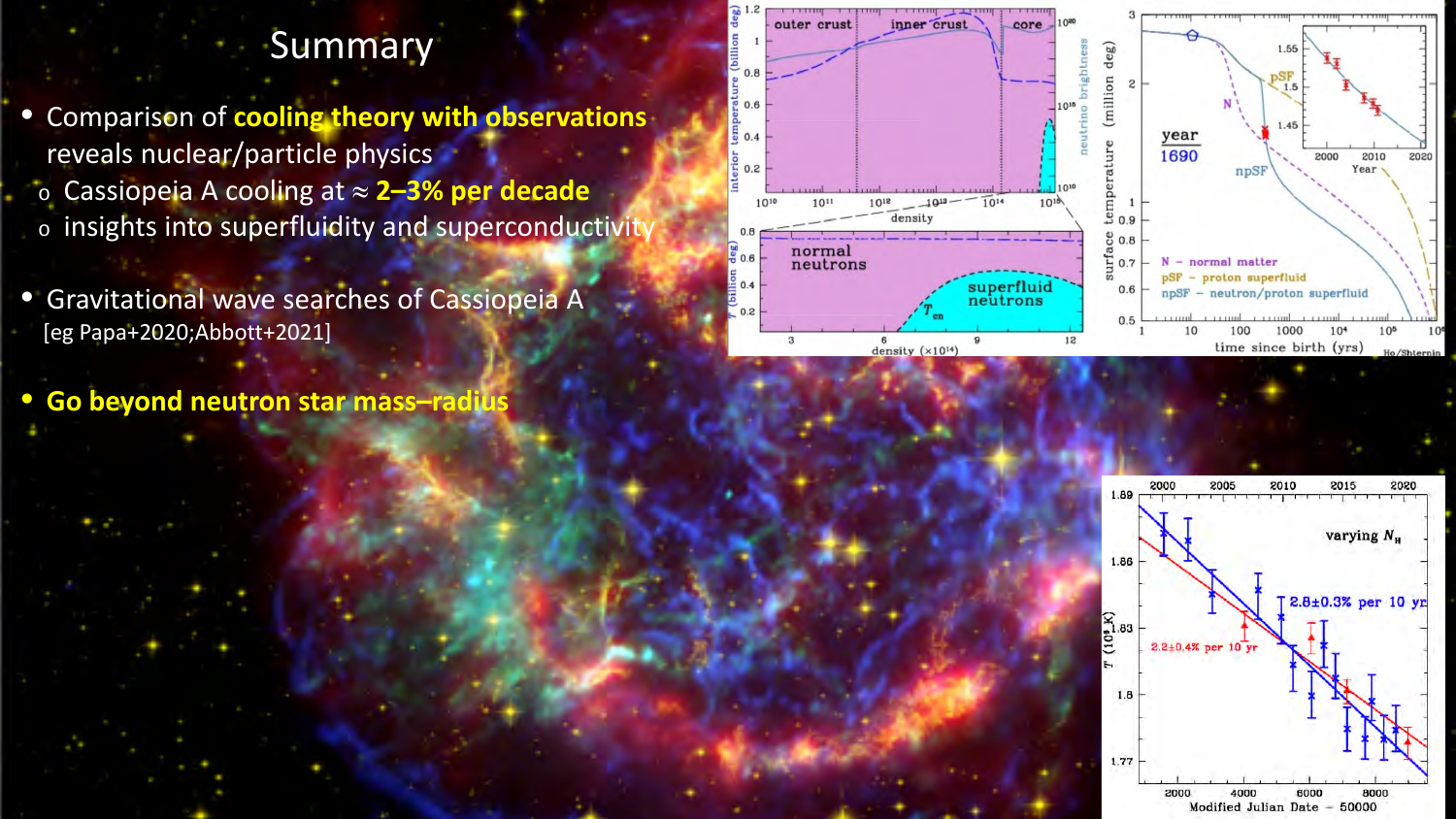# Summary

- Comparison of **cooling theory with observations** reveals nuclear/particle physics
  - o Cassiopeia A cooling at ≈ **2–3% per decade**
  - o insights into superfluidity and superconductivity
- Gravitational wave searches of Cassiopeia A [eg Papa+2020;Abbott+2021]
- **Go beyond neutron star mass–radius**

outer crust
inner crust
core
interior temperature (billion deg)
neutrino brightness
density
normal neutrons
superfluid neutrons
$T_{cn}$
$T$ (billion deg)
density (×10¹⁴)

surface temperature (million deg)
time since birth (yrs)
year 1690
N
pSF
npSF
N – normal matter
pSF – proton superfluid
npSF – neutron/proton superfluid
Year
Ho/Shternin

varying $N_H$
2.8±0.3% per 10 yr
2.2±0.4% per 10 yr
$T$ ($10^6$ K)
Modified Julian Date − 50000